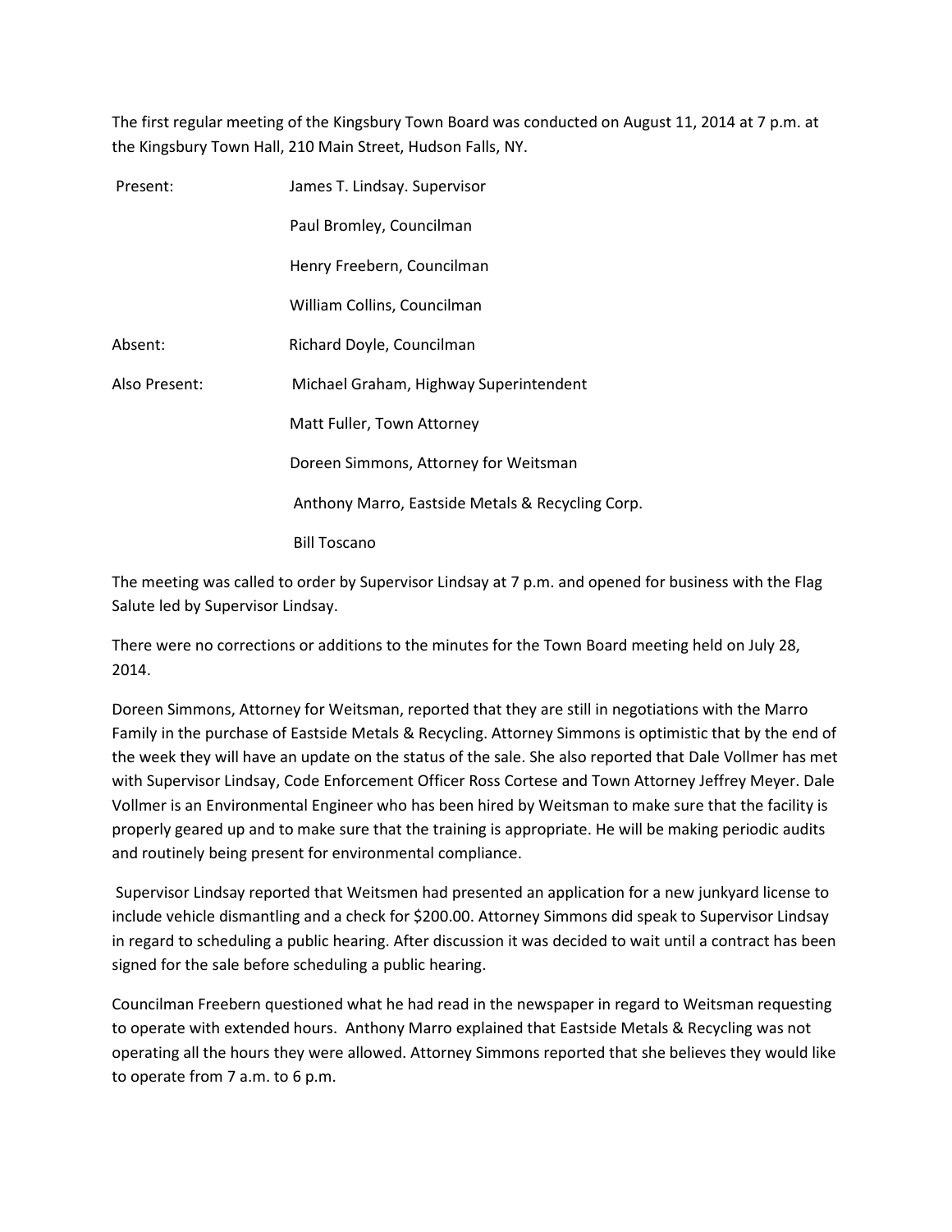The first regular meeting of the Kingsbury Town Board was conducted on August 11, 2014 at 7 p.m. at the Kingsbury Town Hall, 210 Main Street, Hudson Falls, NY.

| | |
|---|---|
| Present: | James T. Lindsay. Supervisor |
| | Paul Bromley, Councilman |
| | Henry Freebern, Councilman |
| | William Collins, Councilman |
| Absent: | Richard Doyle, Councilman |
| Also Present: | Michael Graham, Highway Superintendent |
| | Matt Fuller, Town Attorney |
| | Doreen Simmons, Attorney for Weitsman |
| | Anthony Marro, Eastside Metals & Recycling Corp. |
| | Bill Toscano |

The meeting was called to order by Supervisor Lindsay at 7 p.m. and opened for business with the Flag Salute led by Supervisor Lindsay.

There were no corrections or additions to the minutes for the Town Board meeting held on July 28, 2014.

Doreen Simmons, Attorney for Weitsman, reported that they are still in negotiations with the Marro Family in the purchase of Eastside Metals & Recycling. Attorney Simmons is optimistic that by the end of the week they will have an update on the status of the sale. She also reported that Dale Vollmer has met with Supervisor Lindsay, Code Enforcement Officer Ross Cortese and Town Attorney Jeffrey Meyer. Dale Vollmer is an Environmental Engineer who has been hired by Weitsman to make sure that the facility is properly geared up and to make sure that the training is appropriate. He will be making periodic audits and routinely being present for environmental compliance.

Supervisor Lindsay reported that Weitsmen had presented an application for a new junkyard license to include vehicle dismantling and a check for $200.00. Attorney Simmons did speak to Supervisor Lindsay in regard to scheduling a public hearing. After discussion it was decided to wait until a contract has been signed for the sale before scheduling a public hearing.

Councilman Freebern questioned what he had read in the newspaper in regard to Weitsman requesting to operate with extended hours. Anthony Marro explained that Eastside Metals & Recycling was not operating all the hours they were allowed. Attorney Simmons reported that she believes they would like to operate from 7 a.m. to 6 p.m.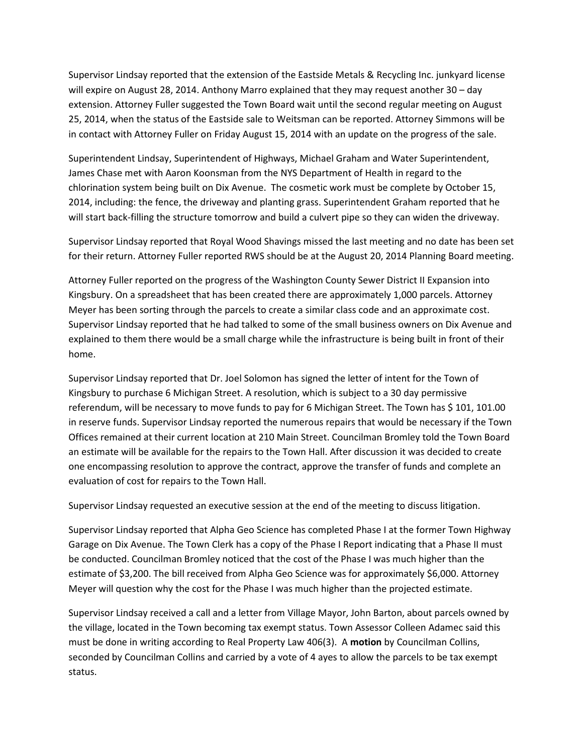Supervisor Lindsay reported that the extension of the Eastside Metals & Recycling Inc. junkyard license will expire on August 28, 2014. Anthony Marro explained that they may request another 30 – day extension. Attorney Fuller suggested the Town Board wait until the second regular meeting on August 25, 2014, when the status of the Eastside sale to Weitsman can be reported. Attorney Simmons will be in contact with Attorney Fuller on Friday August 15, 2014 with an update on the progress of the sale.

Superintendent Lindsay, Superintendent of Highways, Michael Graham and Water Superintendent, James Chase met with Aaron Koonsman from the NYS Department of Health in regard to the chlorination system being built on Dix Avenue. The cosmetic work must be complete by October 15, 2014, including: the fence, the driveway and planting grass. Superintendent Graham reported that he will start back-filling the structure tomorrow and build a culvert pipe so they can widen the driveway.

Supervisor Lindsay reported that Royal Wood Shavings missed the last meeting and no date has been set for their return. Attorney Fuller reported RWS should be at the August 20, 2014 Planning Board meeting.

Attorney Fuller reported on the progress of the Washington County Sewer District II Expansion into Kingsbury. On a spreadsheet that has been created there are approximately 1,000 parcels. Attorney Meyer has been sorting through the parcels to create a similar class code and an approximate cost. Supervisor Lindsay reported that he had talked to some of the small business owners on Dix Avenue and explained to them there would be a small charge while the infrastructure is being built in front of their home.

Supervisor Lindsay reported that Dr. Joel Solomon has signed the letter of intent for the Town of Kingsbury to purchase 6 Michigan Street. A resolution, which is subject to a 30 day permissive referendum, will be necessary to move funds to pay for 6 Michigan Street. The Town has $ 101, 101.00 in reserve funds. Supervisor Lindsay reported the numerous repairs that would be necessary if the Town Offices remained at their current location at 210 Main Street. Councilman Bromley told the Town Board an estimate will be available for the repairs to the Town Hall. After discussion it was decided to create one encompassing resolution to approve the contract, approve the transfer of funds and complete an evaluation of cost for repairs to the Town Hall.

Supervisor Lindsay requested an executive session at the end of the meeting to discuss litigation.

Supervisor Lindsay reported that Alpha Geo Science has completed Phase I at the former Town Highway Garage on Dix Avenue. The Town Clerk has a copy of the Phase I Report indicating that a Phase II must be conducted. Councilman Bromley noticed that the cost of the Phase I was much higher than the estimate of $3,200. The bill received from Alpha Geo Science was for approximately $6,000. Attorney Meyer will question why the cost for the Phase I was much higher than the projected estimate.

Supervisor Lindsay received a call and a letter from Village Mayor, John Barton, about parcels owned by the village, located in the Town becoming tax exempt status. Town Assessor Colleen Adamec said this must be done in writing according to Real Property Law 406(3). A **motion** by Councilman Collins, seconded by Councilman Collins and carried by a vote of 4 ayes to allow the parcels to be tax exempt status.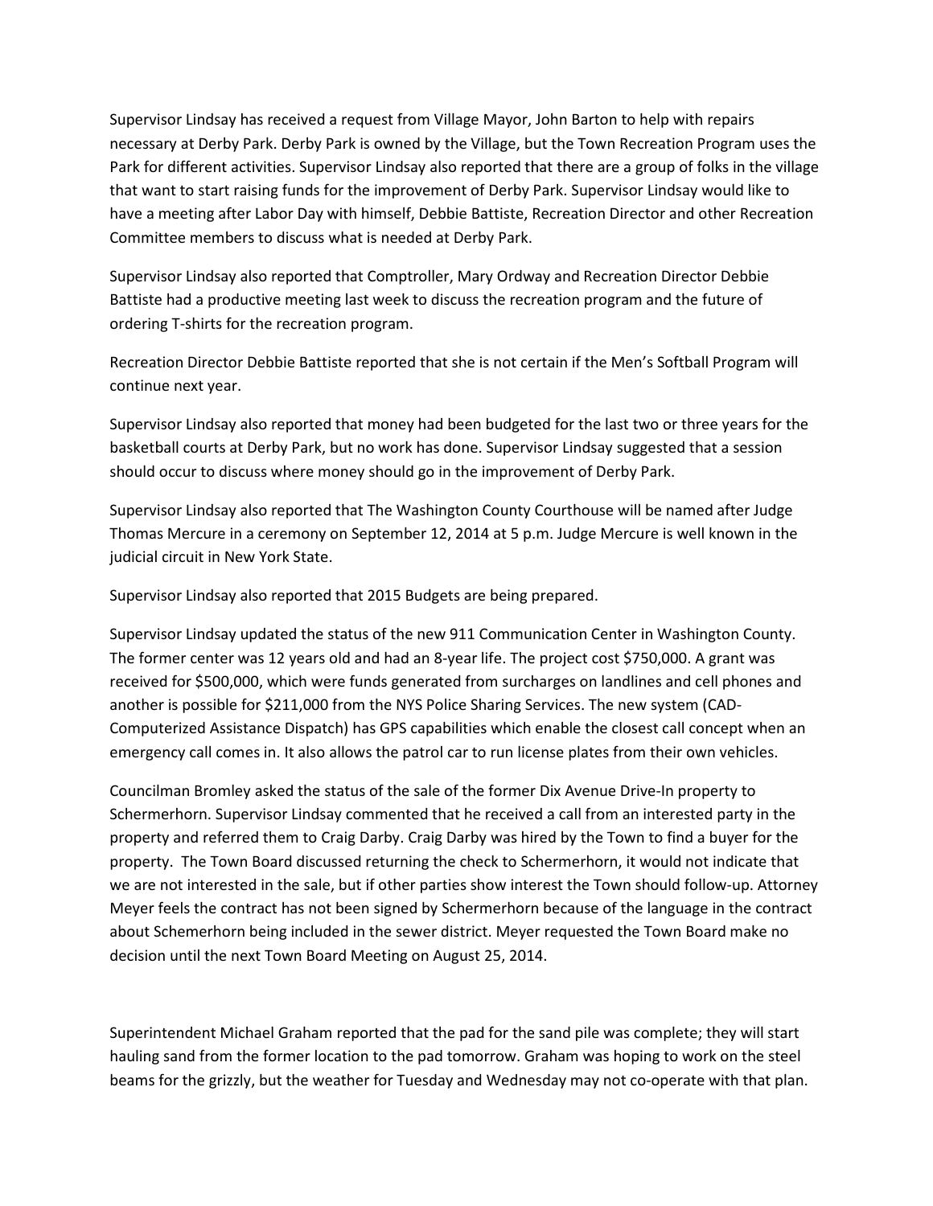Supervisor Lindsay has received a request from Village Mayor, John Barton to help with repairs necessary at Derby Park. Derby Park is owned by the Village, but the Town Recreation Program uses the Park for different activities. Supervisor Lindsay also reported that there are a group of folks in the village that want to start raising funds for the improvement of Derby Park. Supervisor Lindsay would like to have a meeting after Labor Day with himself, Debbie Battiste, Recreation Director and other Recreation Committee members to discuss what is needed at Derby Park.

Supervisor Lindsay also reported that Comptroller, Mary Ordway and Recreation Director Debbie Battiste had a productive meeting last week to discuss the recreation program and the future of ordering T-shirts for the recreation program.

Recreation Director Debbie Battiste reported that she is not certain if the Men's Softball Program will continue next year.

Supervisor Lindsay also reported that money had been budgeted for the last two or three years for the basketball courts at Derby Park, but no work has done. Supervisor Lindsay suggested that a session should occur to discuss where money should go in the improvement of Derby Park.

Supervisor Lindsay also reported that The Washington County Courthouse will be named after Judge Thomas Mercure in a ceremony on September 12, 2014 at 5 p.m. Judge Mercure is well known in the judicial circuit in New York State.

Supervisor Lindsay also reported that 2015 Budgets are being prepared.

Supervisor Lindsay updated the status of the new 911 Communication Center in Washington County. The former center was 12 years old and had an 8-year life. The project cost $750,000. A grant was received for $500,000, which were funds generated from surcharges on landlines and cell phones and another is possible for $211,000 from the NYS Police Sharing Services. The new system (CAD- Computerized Assistance Dispatch) has GPS capabilities which enable the closest call concept when an emergency call comes in. It also allows the patrol car to run license plates from their own vehicles.

Councilman Bromley asked the status of the sale of the former Dix Avenue Drive-In property to Schermerhorn. Supervisor Lindsay commented that he received a call from an interested party in the property and referred them to Craig Darby. Craig Darby was hired by the Town to find a buyer for the property. The Town Board discussed returning the check to Schermerhorn, it would not indicate that we are not interested in the sale, but if other parties show interest the Town should follow-up. Attorney Meyer feels the contract has not been signed by Schermerhorn because of the language in the contract about Schemerhorn being included in the sewer district. Meyer requested the Town Board make no decision until the next Town Board Meeting on August 25, 2014.

Superintendent Michael Graham reported that the pad for the sand pile was complete; they will start hauling sand from the former location to the pad tomorrow. Graham was hoping to work on the steel beams for the grizzly, but the weather for Tuesday and Wednesday may not co-operate with that plan.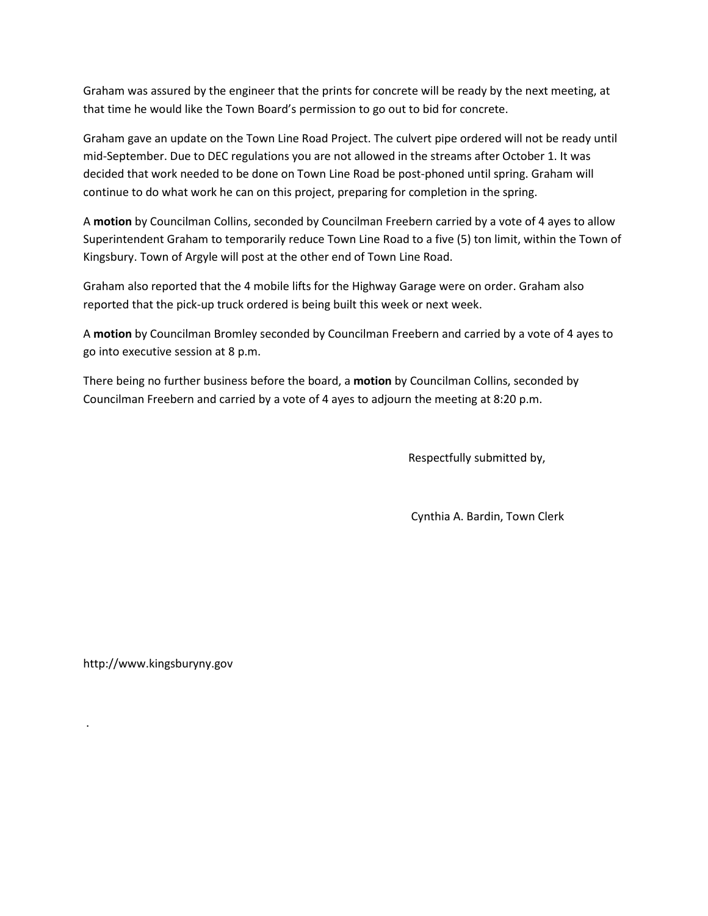Graham was assured by the engineer that the prints for concrete will be ready by the next meeting, at that time he would like the Town Board's permission to go out to bid for concrete.

Graham gave an update on the Town Line Road Project. The culvert pipe ordered will not be ready until mid-September. Due to DEC regulations you are not allowed in the streams after October 1. It was decided that work needed to be done on Town Line Road be post-phoned until spring. Graham will continue to do what work he can on this project, preparing for completion in the spring.

A **motion** by Councilman Collins, seconded by Councilman Freebern carried by a vote of 4 ayes to allow Superintendent Graham to temporarily reduce Town Line Road to a five (5) ton limit, within the Town of Kingsbury. Town of Argyle will post at the other end of Town Line Road.

Graham also reported that the 4 mobile lifts for the Highway Garage were on order. Graham also reported that the pick-up truck ordered is being built this week or next week.

A **motion** by Councilman Bromley seconded by Councilman Freebern and carried by a vote of 4 ayes to go into executive session at 8 p.m.

There being no further business before the board, a **motion** by Councilman Collins, seconded by Councilman Freebern and carried by a vote of 4 ayes to adjourn the meeting at 8:20 p.m.

Respectfully submitted by,

Cynthia A. Bardin, Town Clerk

http://www.kingsburyny.gov

.